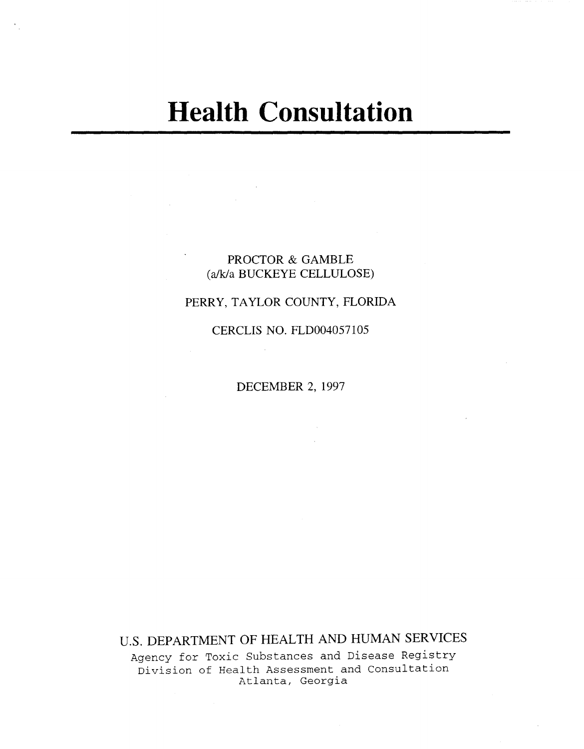# Health Consultation

PROCTOR & GAMBLE
(a/k/a BUCKEYE CELLULOSE)

PERRY, TAYLOR COUNTY, FLORIDA

CERCLIS NO. FLD004057105

DECEMBER 2, 1997

U.S. DEPARTMENT OF HEALTH AND HUMAN SERVICES
Agency for Toxic Substances and Disease Registry
Division of Health Assessment and Consultation
Atlanta, Georgia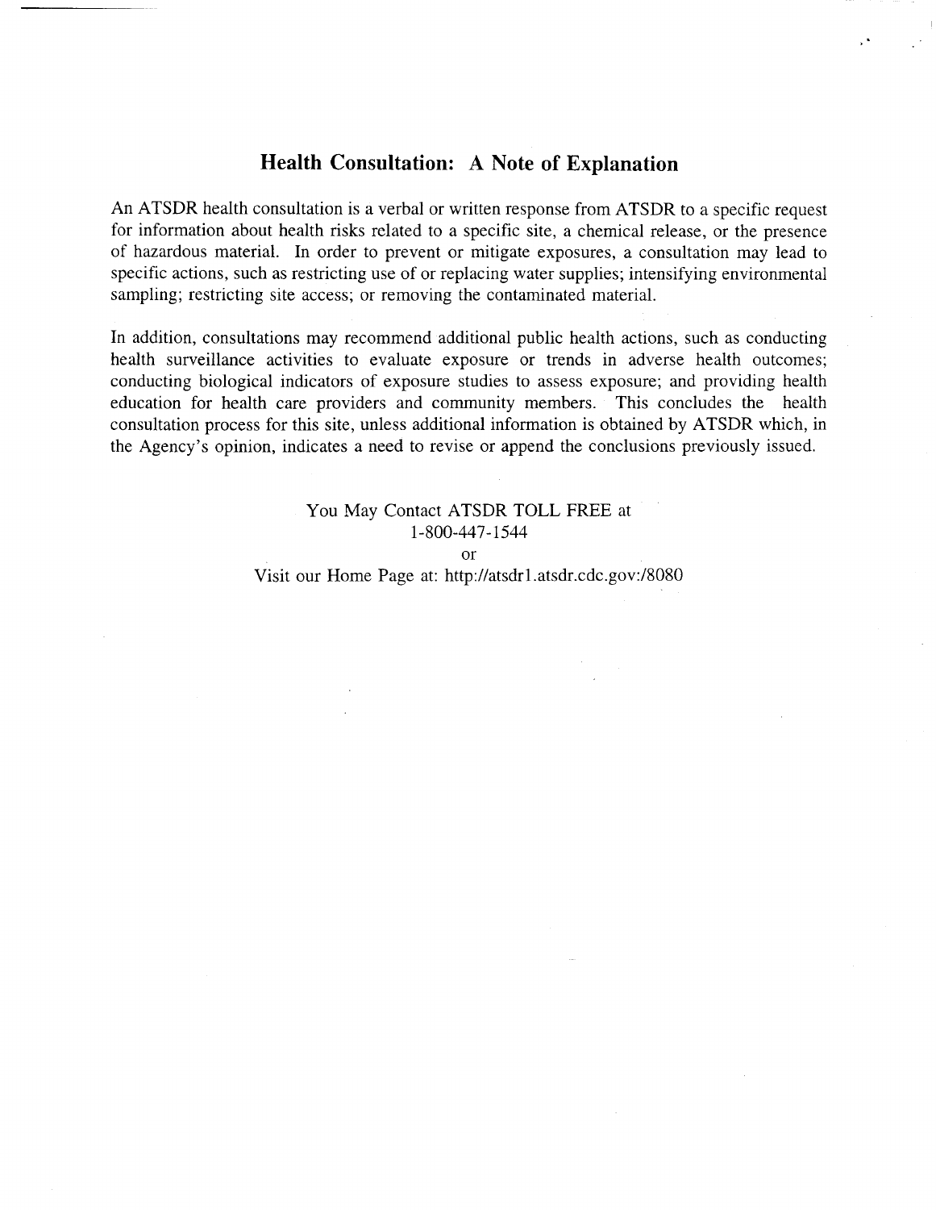## Health Consultation: A Note of Explanation

An ATSDR health consultation is a verbal or written response from ATSDR to a specific request for information about health risks related to a specific site, a chemical release, or the presence of hazardous material. In order to prevent or mitigate exposures, a consultation may lead to specific actions, such as restricting use of or replacing water supplies; intensifying environmental sampling; restricting site access; or removing the contaminated material.

In addition, consultations may recommend additional public health actions, such as conducting health surveillance activities to evaluate exposure or trends in adverse health outcomes; conducting biological indicators of exposure studies to assess exposure; and providing health education for health care providers and community members. This concludes the health consultation process for this site, unless additional information is obtained by ATSDR which, in the Agency's opinion, indicates a need to revise or append the conclusions previously issued.

You May Contact ATSDR TOLL FREE at
1-800-447-1544
or
Visit our Home Page at: http://atsdr1.atsdr.cdc.gov:/8080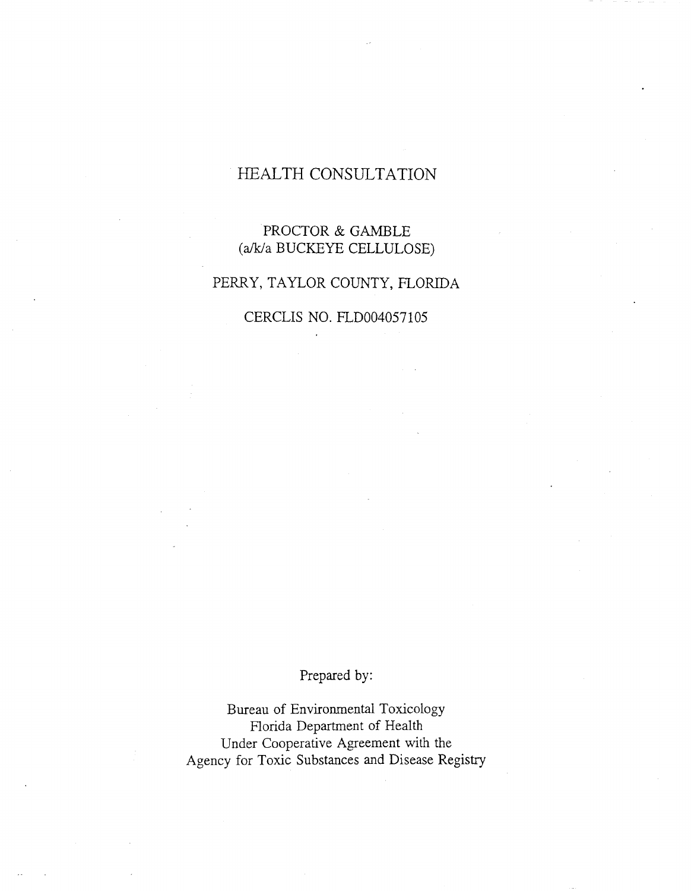# HEALTH CONSULTATION

PROCTOR & GAMBLE
(a/k/a BUCKEYE CELLULOSE)

PERRY, TAYLOR COUNTY, FLORIDA

CERCLIS NO. FLD004057105

Prepared by:

Bureau of Environmental Toxicology
Florida Department of Health
Under Cooperative Agreement with the
Agency for Toxic Substances and Disease Registry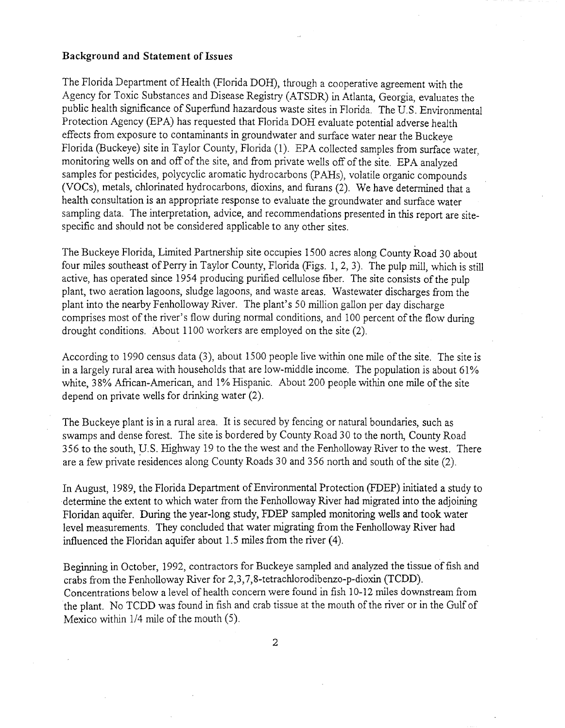### Background and Statement of Issues

The Florida Department of Health (Florida DOH), through a cooperative agreement with the Agency for Toxic Substances and Disease Registry (ATSDR) in Atlanta, Georgia, evaluates the public health significance of Superfund hazardous waste sites in Florida. The U.S. Environmental Protection Agency (EPA) has requested that Florida DOH evaluate potential adverse health effects from exposure to contaminants in groundwater and surface water near the Buckeye Florida (Buckeye) site in Taylor County, Florida (1). EPA collected samples from surface water, monitoring wells on and off of the site, and from private wells off of the site. EPA analyzed samples for pesticides, polycyclic aromatic hydrocarbons (PAHs), volatile organic compounds (VOCs), metals, chlorinated hydrocarbons, dioxins, and furans (2). We have determined that a health consultation is an appropriate response to evaluate the groundwater and surface water sampling data. The interpretation, advice, and recommendations presented in this report are site-specific and should not be considered applicable to any other sites.

The Buckeye Florida, Limited Partnership site occupies 1500 acres along County Road 30 about four miles southeast of Perry in Taylor County, Florida (Figs. 1, 2, 3). The pulp mill, which is still active, has operated since 1954 producing purified cellulose fiber. The site consists of the pulp plant, two aeration lagoons, sludge lagoons, and waste areas. Wastewater discharges from the plant into the nearby Fenholloway River. The plant's 50 million gallon per day discharge comprises most of the river's flow during normal conditions, and 100 percent of the flow during drought conditions. About 1100 workers are employed on the site (2).

According to 1990 census data (3), about 1500 people live within one mile of the site. The site is in a largely rural area with households that are low-middle income. The population is about 61% white, 38% African-American, and 1% Hispanic. About 200 people within one mile of the site depend on private wells for drinking water (2).

The Buckeye plant is in a rural area. It is secured by fencing or natural boundaries, such as swamps and dense forest. The site is bordered by County Road 30 to the north, County Road 356 to the south, U.S. Highway 19 to the the west and the Fenholloway River to the west. There are a few private residences along County Roads 30 and 356 north and south of the site (2).

In August, 1989, the Florida Department of Environmental Protection (FDEP) initiated a study to determine the extent to which water from the Fenholloway River had migrated into the adjoining Floridan aquifer. During the year-long study, FDEP sampled monitoring wells and took water level measurements. They concluded that water migrating from the Fenholloway River had influenced the Floridan aquifer about 1.5 miles from the river (4).

Beginning in October, 1992, contractors for Buckeye sampled and analyzed the tissue of fish and crabs from the Fenholloway River for 2,3,7,8-tetrachlorodibenzo-p-dioxin (TCDD). Concentrations below a level of health concern were found in fish 10-12 miles downstream from the plant. No TCDD was found in fish and crab tissue at the mouth of the river or in the Gulf of Mexico within 1/4 mile of the mouth (5).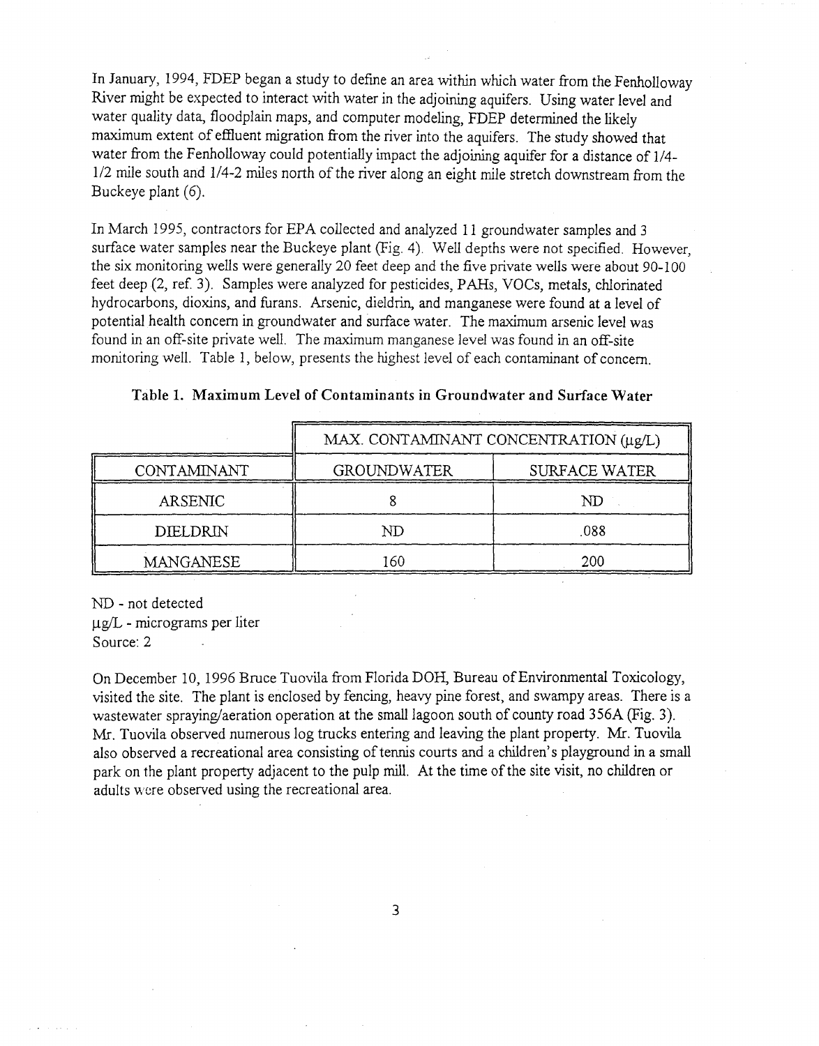In January, 1994, FDEP began a study to define an area within which water from the Fenholloway River might be expected to interact with water in the adjoining aquifers. Using water level and water quality data, floodplain maps, and computer modeling, FDEP determined the likely maximum extent of effluent migration from the river into the aquifers. The study showed that water from the Fenholloway could potentially impact the adjoining aquifer for a distance of 1/4-1/2 mile south and 1/4-2 miles north of the river along an eight mile stretch downstream from the Buckeye plant (6).

In March 1995, contractors for EPA collected and analyzed 11 groundwater samples and 3 surface water samples near the Buckeye plant (Fig. 4). Well depths were not specified. However, the six monitoring wells were generally 20 feet deep and the five private wells were about 90-100 feet deep (2, ref. 3). Samples were analyzed for pesticides, PAHs, VOCs, metals, chlorinated hydrocarbons, dioxins, and furans. Arsenic, dieldrin, and manganese were found at a level of potential health concern in groundwater and surface water. The maximum arsenic level was found in an off-site private well. The maximum manganese level was found in an off-site monitoring well. Table 1, below, presents the highest level of each contaminant of concern.

**Table 1. Maximum Level of Contaminants in Groundwater and Surface Water**

| | MAX. CONTAMINANT CONCENTRATION (µg/L) | |
|---|---|---|
| CONTAMINANT | GROUNDWATER | SURFACE WATER |
| ARSENIC | 8 | ND |
| DIELDRIN | ND | .088 |
| MANGANESE | 160 | 200 |

ND - not detected
µg/L - micrograms per liter
Source: 2

On December 10, 1996 Bruce Tuovila from Florida DOH, Bureau of Environmental Toxicology, visited the site. The plant is enclosed by fencing, heavy pine forest, and swampy areas. There is a wastewater spraying/aeration operation at the small lagoon south of county road 356A (Fig. 3). Mr. Tuovila observed numerous log trucks entering and leaving the plant property. Mr. Tuovila also observed a recreational area consisting of tennis courts and a children's playground in a small park on the plant property adjacent to the pulp mill. At the time of the site visit, no children or adults were observed using the recreational area.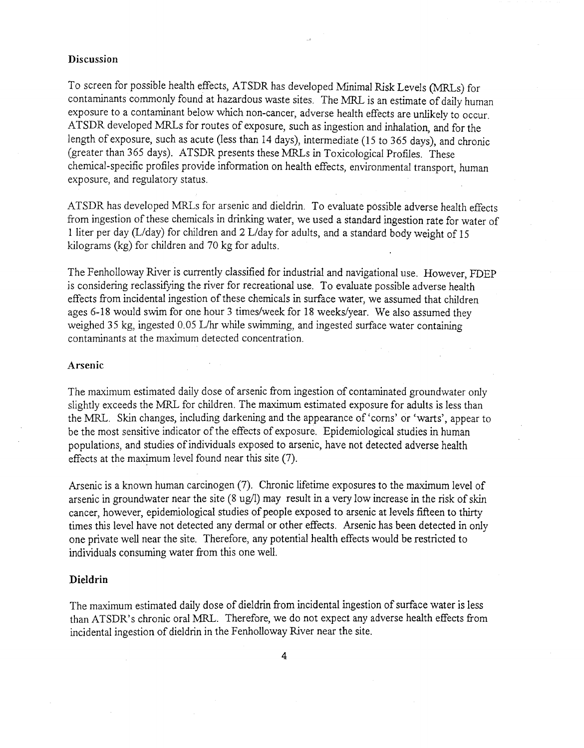## Discussion

To screen for possible health effects, ATSDR has developed Minimal Risk Levels (MRLs) for contaminants commonly found at hazardous waste sites. The MRL is an estimate of daily human exposure to a contaminant below which non-cancer, adverse health effects are unlikely to occur. ATSDR developed MRLs for routes of exposure, such as ingestion and inhalation, and for the length of exposure, such as acute (less than 14 days), intermediate (15 to 365 days), and chronic (greater than 365 days). ATSDR presents these MRLs in Toxicological Profiles. These chemical-specific profiles provide information on health effects, environmental transport, human exposure, and regulatory status.

ATSDR has developed MRLs for arsenic and dieldrin. To evaluate possible adverse health effects from ingestion of these chemicals in drinking water, we used a standard ingestion rate for water of 1 liter per day (L/day) for children and 2 L/day for adults, and a standard body weight of 15 kilograms (kg) for children and 70 kg for adults.

The Fenholloway River is currently classified for industrial and navigational use. However, FDEP is considering reclassifying the river for recreational use. To evaluate possible adverse health effects from incidental ingestion of these chemicals in surface water, we assumed that children ages 6-18 would swim for one hour 3 times/week for 18 weeks/year. We also assumed they weighed 35 kg, ingested 0.05 L/hr while swimming, and ingested surface water containing contaminants at the maximum detected concentration.

### Arsenic

The maximum estimated daily dose of arsenic from ingestion of contaminated groundwater only slightly exceeds the MRL for children. The maximum estimated exposure for adults is less than the MRL. Skin changes, including darkening and the appearance of 'corns' or 'warts', appear to be the most sensitive indicator of the effects of exposure. Epidemiological studies in human populations, and studies of individuals exposed to arsenic, have not detected adverse health effects at the maximum level found near this site (7).

Arsenic is a known human carcinogen (7). Chronic lifetime exposures to the maximum level of arsenic in groundwater near the site (8 ug/l) may result in a very low increase in the risk of skin cancer, however, epidemiological studies of people exposed to arsenic at levels fifteen to thirty times this level have not detected any dermal or other effects. Arsenic has been detected in only one private well near the site. Therefore, any potential health effects would be restricted to individuals consuming water from this one well.

### Dieldrin

The maximum estimated daily dose of dieldrin from incidental ingestion of surface water is less than ATSDR's chronic oral MRL. Therefore, we do not expect any adverse health effects from incidental ingestion of dieldrin in the Fenholloway River near the site.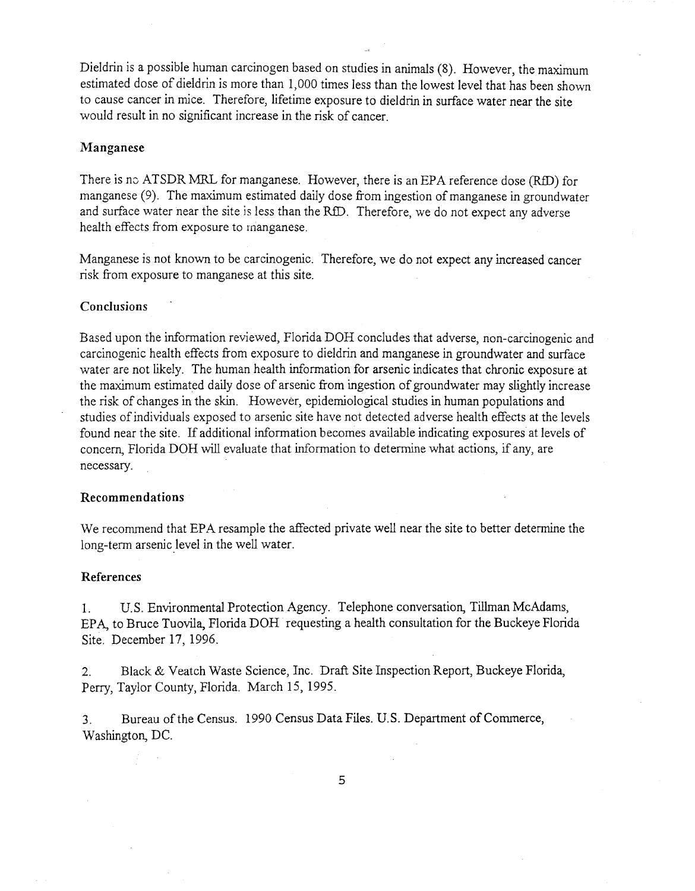Dieldrin is a possible human carcinogen based on studies in animals (8). However, the maximum estimated dose of dieldrin is more than 1,000 times less than the lowest level that has been shown to cause cancer in mice. Therefore, lifetime exposure to dieldrin in surface water near the site would result in no significant increase in the risk of cancer.

### Manganese

There is no ATSDR MRL for manganese. However, there is an EPA reference dose (RfD) for manganese (9). The maximum estimated daily dose from ingestion of manganese in groundwater and surface water near the site is less than the RfD. Therefore, we do not expect any adverse health effects from exposure to manganese.

Manganese is not known to be carcinogenic. Therefore, we do not expect any increased cancer risk from exposure to manganese at this site.

### Conclusions

Based upon the information reviewed, Florida DOH concludes that adverse, non-carcinogenic and carcinogenic health effects from exposure to dieldrin and manganese in groundwater and surface water are not likely. The human health information for arsenic indicates that chronic exposure at the maximum estimated daily dose of arsenic from ingestion of groundwater may slightly increase the risk of changes in the skin. However, epidemiological studies in human populations and studies of individuals exposed to arsenic site have not detected adverse health effects at the levels found near the site. If additional information becomes available indicating exposures at levels of concern, Florida DOH will evaluate that information to determine what actions, if any, are necessary.

### Recommendations

We recommend that EPA resample the affected private well near the site to better determine the long-term arsenic level in the well water.

### References

1. U.S. Environmental Protection Agency. Telephone conversation, Tillman McAdams, EPA, to Bruce Tuovila, Florida DOH requesting a health consultation for the Buckeye Florida Site. December 17, 1996.

2. Black & Veatch Waste Science, Inc. Draft Site Inspection Report, Buckeye Florida, Perry, Taylor County, Florida. March 15, 1995.

3. Bureau of the Census. 1990 Census Data Files. U.S. Department of Commerce, Washington, DC.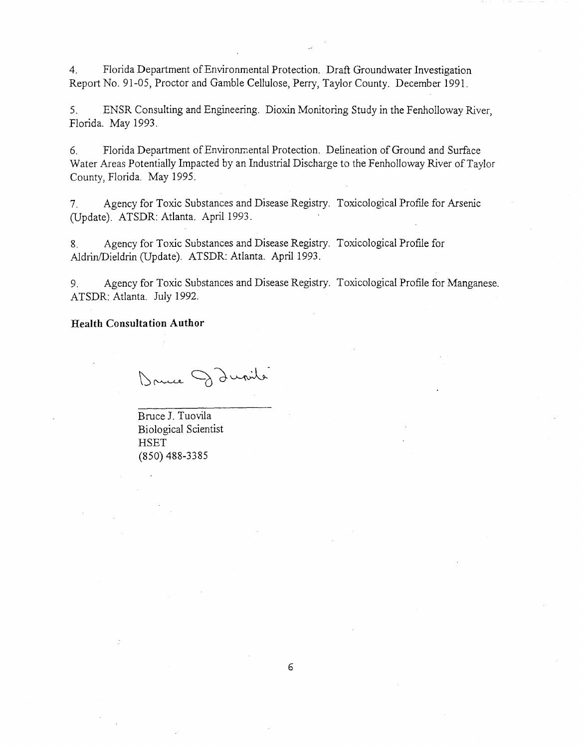4. Florida Department of Environmental Protection. Draft Groundwater Investigation Report No. 91-05, Proctor and Gamble Cellulose, Perry, Taylor County. December 1991.

5. ENSR Consulting and Engineering. Dioxin Monitoring Study in the Fenholloway River, Florida. May 1993.

6. Florida Department of Environmental Protection. Delineation of Ground and Surface Water Areas Potentially Impacted by an Industrial Discharge to the Fenholloway River of Taylor County, Florida. May 1995.

7. Agency for Toxic Substances and Disease Registry. Toxicological Profile for Arsenic (Update). ATSDR: Atlanta. April 1993.

8. Agency for Toxic Substances and Disease Registry. Toxicological Profile for Aldrin/Dieldrin (Update). ATSDR: Atlanta. April 1993.

9. Agency for Toxic Substances and Disease Registry. Toxicological Profile for Manganese. ATSDR: Atlanta. July 1992.

**Health Consultation Author**

Bruce J. Tuovila
Biological Scientist
HSET
(850) 488-3385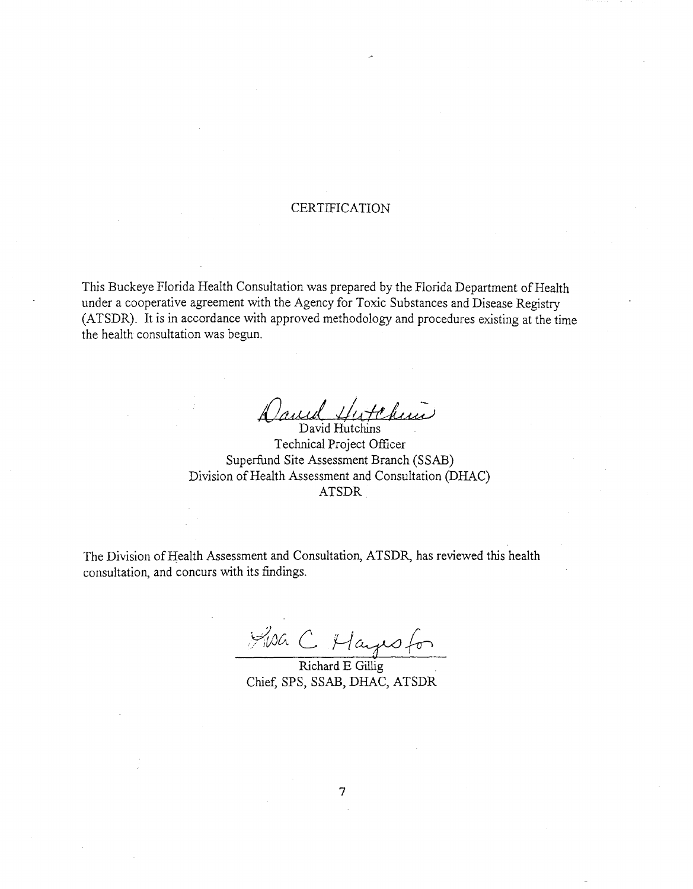# CERTIFICATION

This Buckeye Florida Health Consultation was prepared by the Florida Department of Health under a cooperative agreement with the Agency for Toxic Substances and Disease Registry (ATSDR). It is in accordance with approved methodology and procedures existing at the time the health consultation was begun.

David Hutchins
Technical Project Officer
Superfund Site Assessment Branch (SSAB)
Division of Health Assessment and Consultation (DHAC)
ATSDR

The Division of Health Assessment and Consultation, ATSDR, has reviewed this health consultation, and concurs with its findings.

Lisa C. Hayes for
Richard E Gillig
Chief, SPS, SSAB, DHAC, ATSDR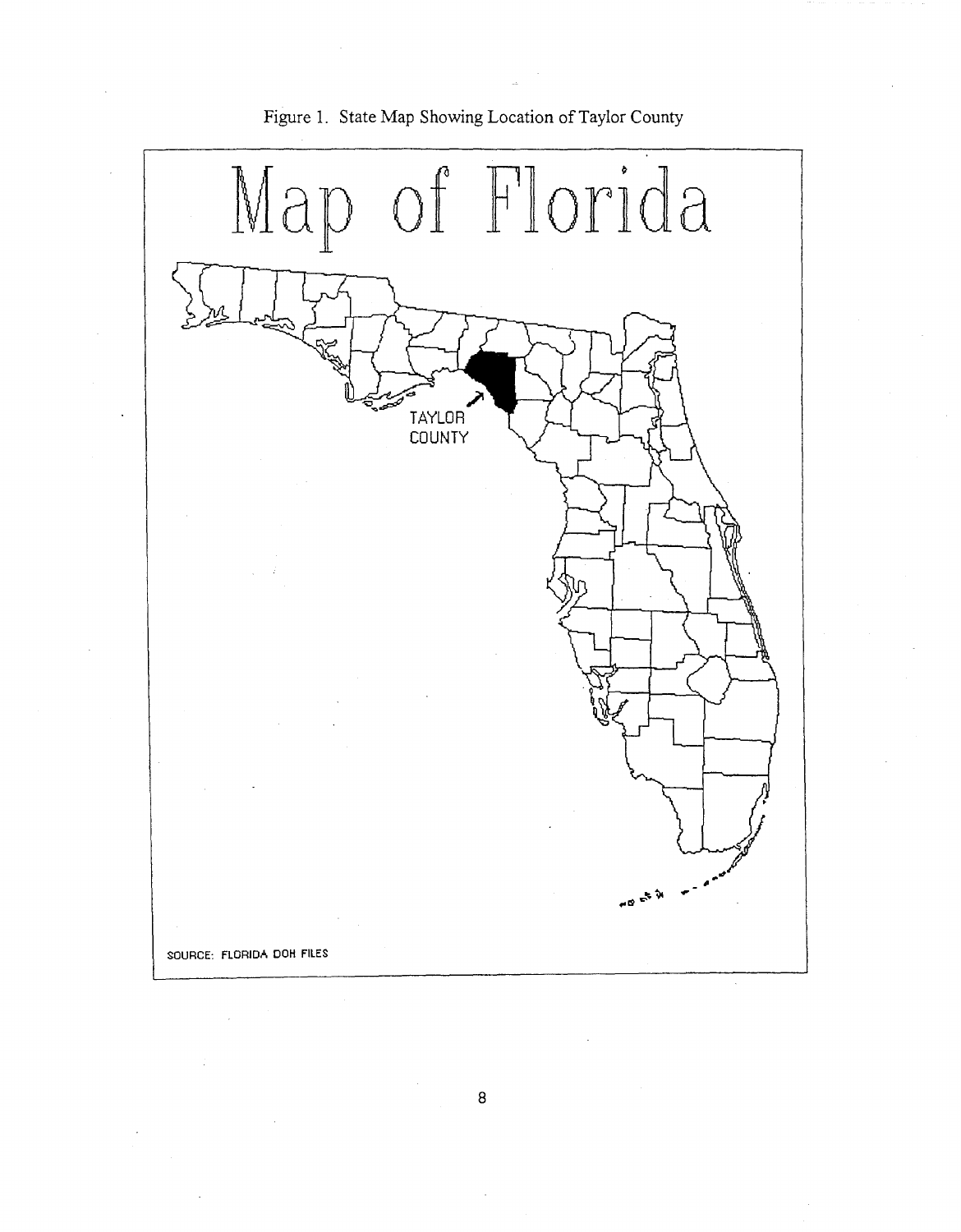Figure 1. State Map Showing Location of Taylor County

Map of Florida

TAYLOR COUNTY

SOURCE: FLORIDA DOH FILES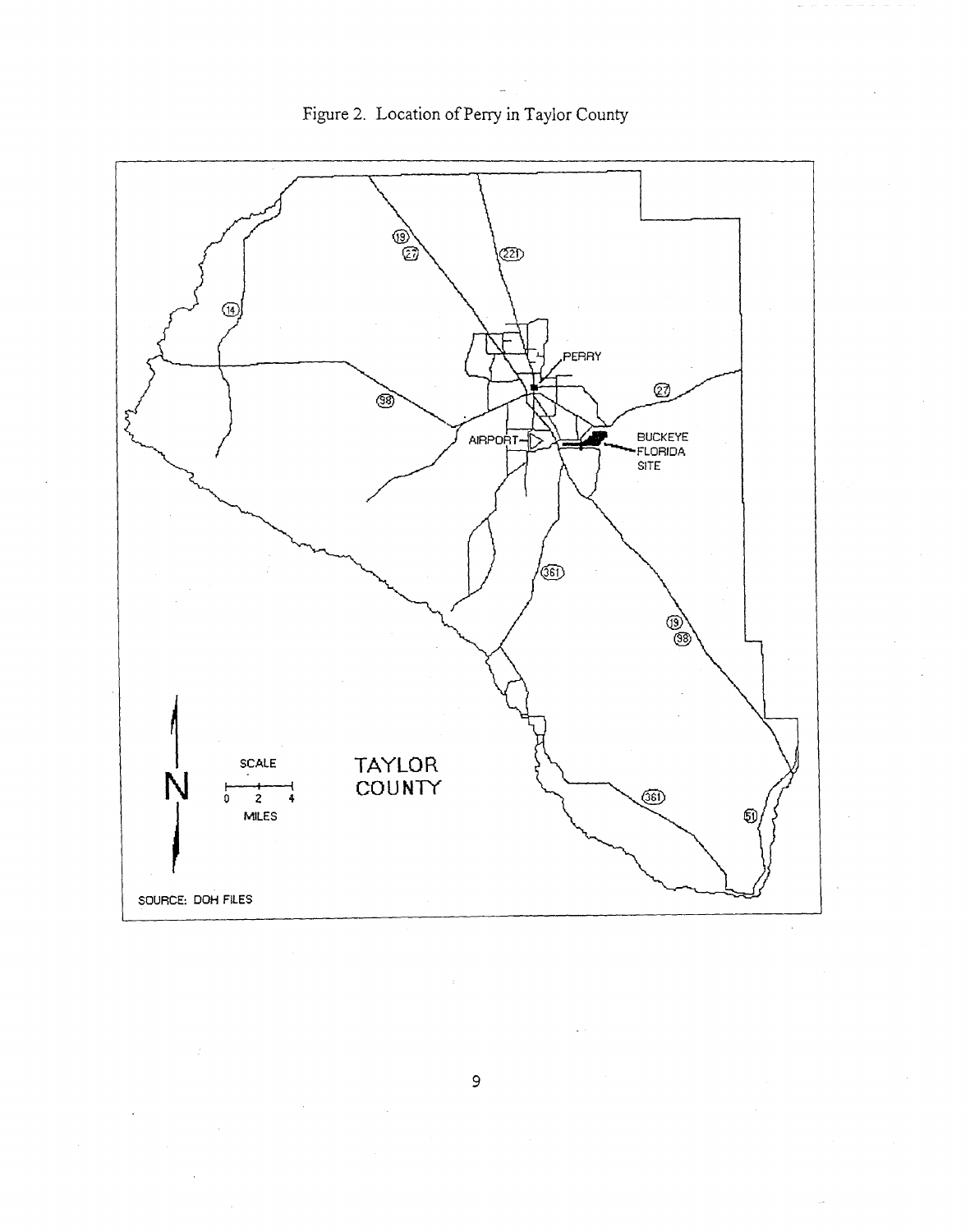Figure 2. Location of Perry in Taylor County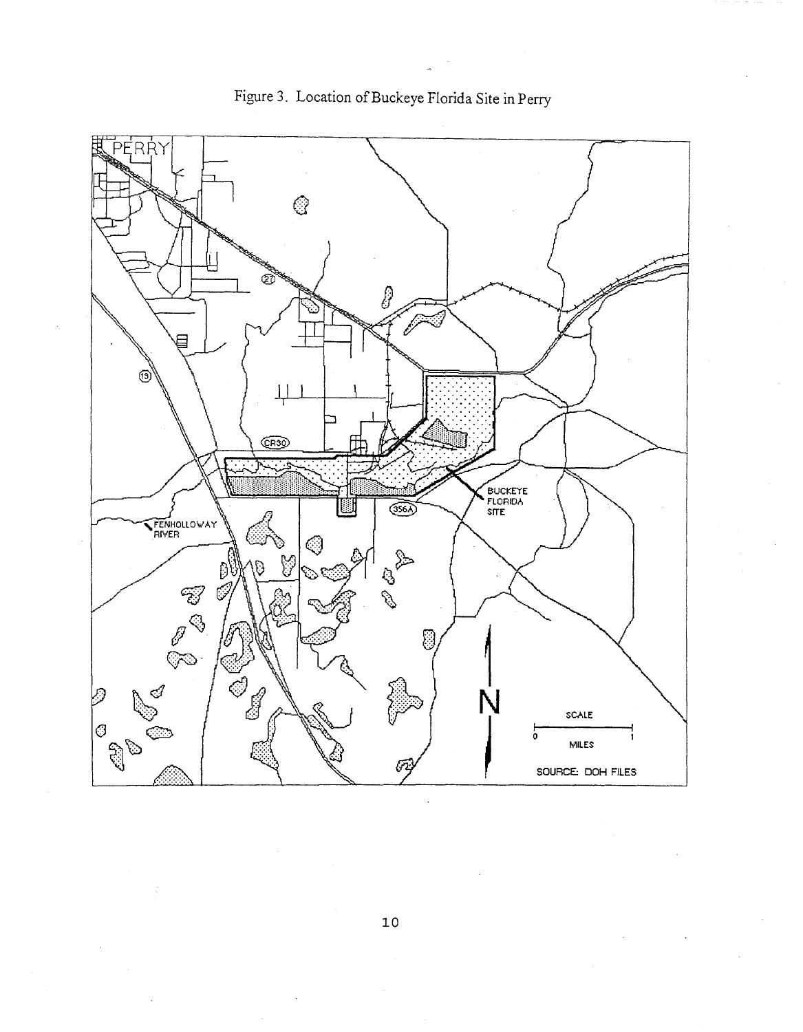Figure 3. Location of Buckeye Florida Site in Perry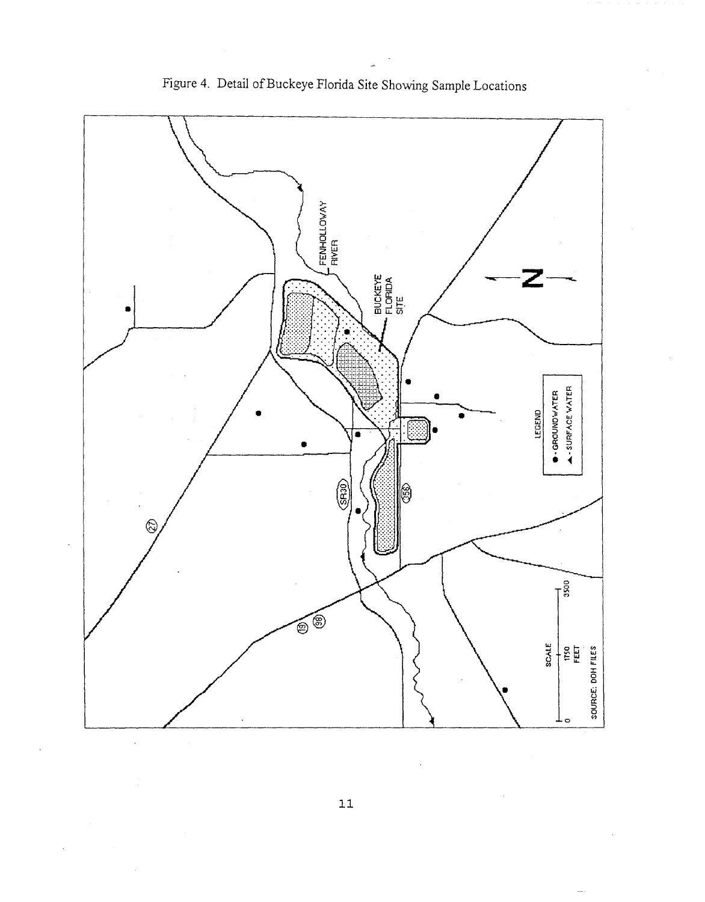Figure 4. Detail of Buckeye Florida Site Showing Sample Locations

FENHOLLOWAY RIVER

BUCKEYE FLORIDA SITE

N

LEGEND

● - GROUNDWATER

▲ - SURFACE WATER

SR30

356

27

19

98

SCALE

0 1750 3500

FEET

SOURCE: DOH FILES